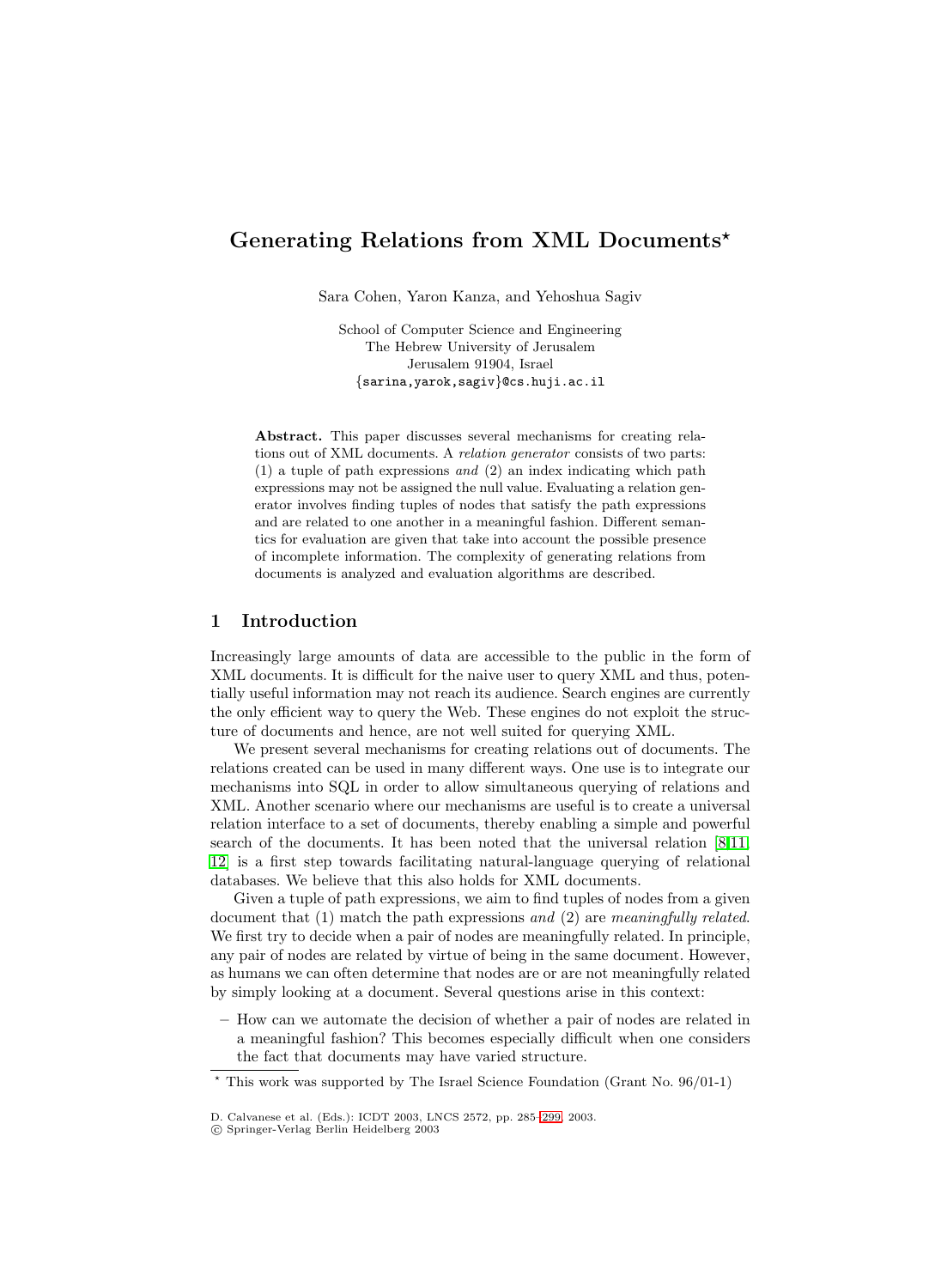# Generating Relations from XML Documents*

Sara Cohen, Yaron Kanza, and Yehoshua Sagiv

School of Computer Science and Engineering
The Hebrew University of Jerusalem
Jerusalem 91904, Israel
{sarina,yarok,sagiv}@cs.huji.ac.il

**Abstract.** This paper discusses several mechanisms for creating relations out of XML documents. A *relation generator* consists of two parts: (1) a tuple of path expressions *and* (2) an index indicating which path expressions may not be assigned the null value. Evaluating a relation generator involves finding tuples of nodes that satisfy the path expressions and are related to one another in a meaningful fashion. Different semantics for evaluation are given that take into account the possible presence of incomplete information. The complexity of generating relations from documents is analyzed and evaluation algorithms are described.

## 1 Introduction

Increasingly large amounts of data are accessible to the public in the form of XML documents. It is difficult for the naive user to query XML and thus, potentially useful information may not reach its audience. Search engines are currently the only efficient way to query the Web. These engines do not exploit the structure of documents and hence, are not well suited for querying XML.

We present several mechanisms for creating relations out of documents. The relations created can be used in many different ways. One use is to integrate our mechanisms into SQL in order to allow simultaneous querying of relations and XML. Another scenario where our mechanisms are useful is to create a universal relation interface to a set of documents, thereby enabling a simple and powerful search of the documents. It has been noted that the universal relation [8,11,12] is a first step towards facilitating natural-language querying of relational databases. We believe that this also holds for XML documents.

Given a tuple of path expressions, we aim to find tuples of nodes from a given document that (1) match the path expressions *and* (2) are *meaningfully related*. We first try to decide when a pair of nodes are meaningfully related. In principle, any pair of nodes are related by virtue of being in the same document. However, as humans we can often determine that nodes are or are not meaningfully related by simply looking at a document. Several questions arise in this context:

– How can we automate the decision of whether a pair of nodes are related in a meaningful fashion? This becomes especially difficult when one considers the fact that documents may have varied structure.

* This work was supported by The Israel Science Foundation (Grant No. 96/01-1)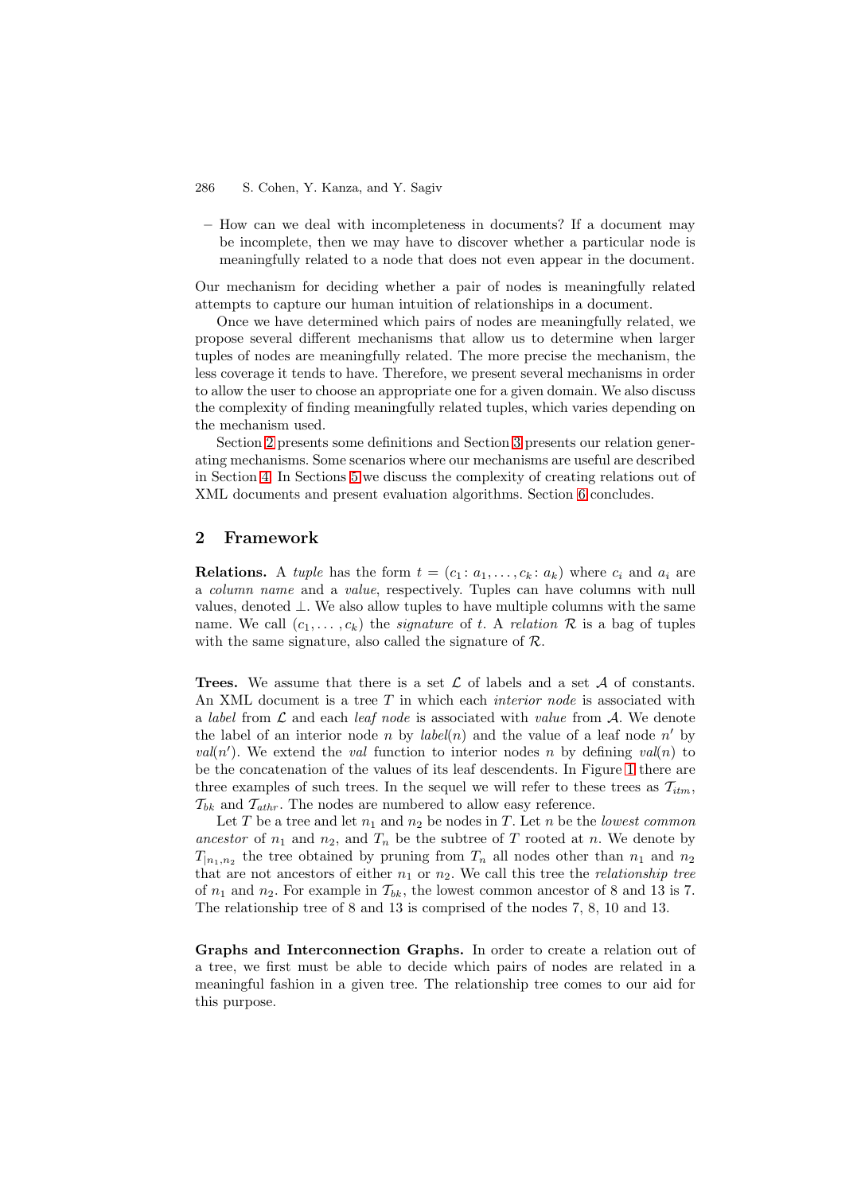– How can we deal with incompleteness in documents? If a document may be incomplete, then we may have to discover whether a particular node is meaningfully related to a node that does not even appear in the document.

Our mechanism for deciding whether a pair of nodes is meaningfully related attempts to capture our human intuition of relationships in a document.

Once we have determined which pairs of nodes are meaningfully related, we propose several different mechanisms that allow us to determine when larger tuples of nodes are meaningfully related. The more precise the mechanism, the less coverage it tends to have. Therefore, we present several mechanisms in order to allow the user to choose an appropriate one for a given domain. We also discuss the complexity of finding meaningfully related tuples, which varies depending on the mechanism used.

Section 2 presents some definitions and Section 3 presents our relation generating mechanisms. Some scenarios where our mechanisms are useful are described in Section 4. In Sections 5 we discuss the complexity of creating relations out of XML documents and present evaluation algorithms. Section 6 concludes.

## 2 Framework

**Relations.** A *tuple* has the form $t = (c_1 \colon a_1, \ldots, c_k \colon a_k)$ where $c_i$ and $a_i$ are a *column name* and a *value*, respectively. Tuples can have columns with null values, denoted $\perp$. We also allow tuples to have multiple columns with the same name. We call $(c_1, \ldots, c_k)$ the *signature* of $t$. A *relation* $\mathcal{R}$ is a bag of tuples with the same signature, also called the signature of $\mathcal{R}$.

**Trees.** We assume that there is a set $\mathcal{L}$ of labels and a set $\mathcal{A}$ of constants. An XML document is a tree $T$ in which each *interior node* is associated with a *label* from $\mathcal{L}$ and each *leaf node* is associated with *value* from $\mathcal{A}$. We denote the label of an interior node $n$ by $label(n)$ and the value of a leaf node $n'$ by $val(n')$. We extend the *val* function to interior nodes $n$ by defining $val(n)$ to be the concatenation of the values of its leaf descendents. In Figure 1 there are three examples of such trees. In the sequel we will refer to these trees as $\mathcal{T}_{itm}$, $\mathcal{T}_{bk}$ and $\mathcal{T}_{athr}$. The nodes are numbered to allow easy reference.

Let $T$ be a tree and let $n_1$ and $n_2$ be nodes in $T$. Let $n$ be the *lowest common ancestor* of $n_1$ and $n_2$, and $T_n$ be the subtree of $T$ rooted at $n$. We denote by $T_{|n_1,n_2}$ the tree obtained by pruning from $T_n$ all nodes other than $n_1$ and $n_2$ that are not ancestors of either $n_1$ or $n_2$. We call this tree the *relationship tree* of $n_1$ and $n_2$. For example in $\mathcal{T}_{bk}$, the lowest common ancestor of 8 and 13 is 7. The relationship tree of 8 and 13 is comprised of the nodes 7, 8, 10 and 13.

**Graphs and Interconnection Graphs.** In order to create a relation out of a tree, we first must be able to decide which pairs of nodes are related in a meaningful fashion in a given tree. The relationship tree comes to our aid for this purpose.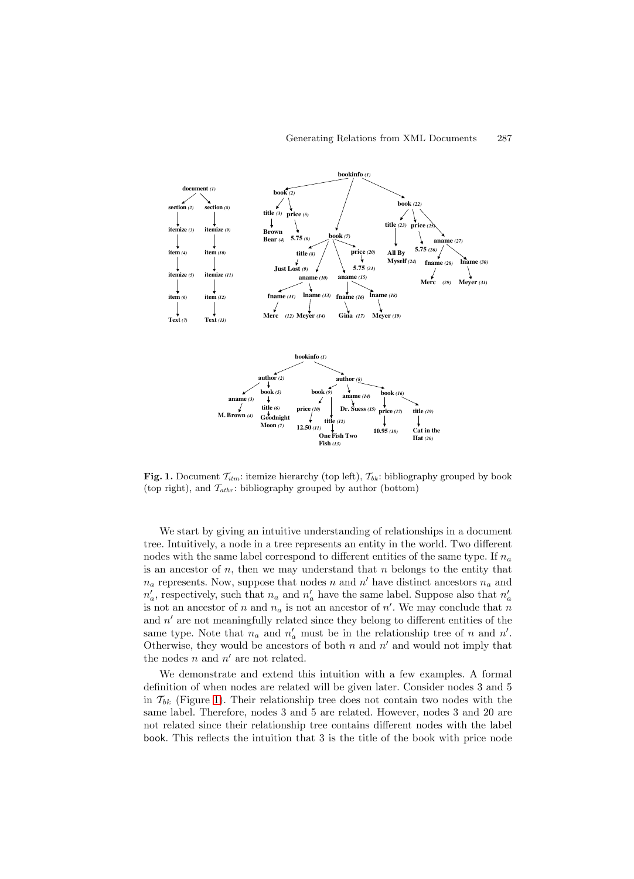**Fig. 1.** Document $\mathcal{T}_{itm}$: itemize hierarchy (top left), $\mathcal{T}_{bk}$: bibliography grouped by book (top right), and $\mathcal{T}_{athr}$: bibliography grouped by author (bottom)

We start by giving an intuitive understanding of relationships in a document tree. Intuitively, a node in a tree represents an entity in the world. Two different nodes with the same label correspond to different entities of the same type. If $n_a$ is an ancestor of $n$, then we may understand that $n$ belongs to the entity that $n_a$ represents. Now, suppose that nodes $n$ and $n'$ have distinct ancestors $n_a$ and $n'_a$, respectively, such that $n_a$ and $n'_a$ have the same label. Suppose also that $n'_a$ is not an ancestor of $n$ and $n_a$ is not an ancestor of $n'$. We may conclude that $n$ and $n'$ are not meaningfully related since they belong to different entities of the same type. Note that $n_a$ and $n'_a$ must be in the relationship tree of $n$ and $n'$. Otherwise, they would be ancestors of both $n$ and $n'$ and would not imply that the nodes $n$ and $n'$ are not related.

We demonstrate and extend this intuition with a few examples. A formal definition of when nodes are related will be given later. Consider nodes 3 and 5 in $\mathcal{T}_{bk}$ (Figure 1). Their relationship tree does not contain two nodes with the same label. Therefore, nodes 3 and 5 are related. However, nodes 3 and 20 are not related since their relationship tree contains different nodes with the label book. This reflects the intuition that 3 is the title of the book with price node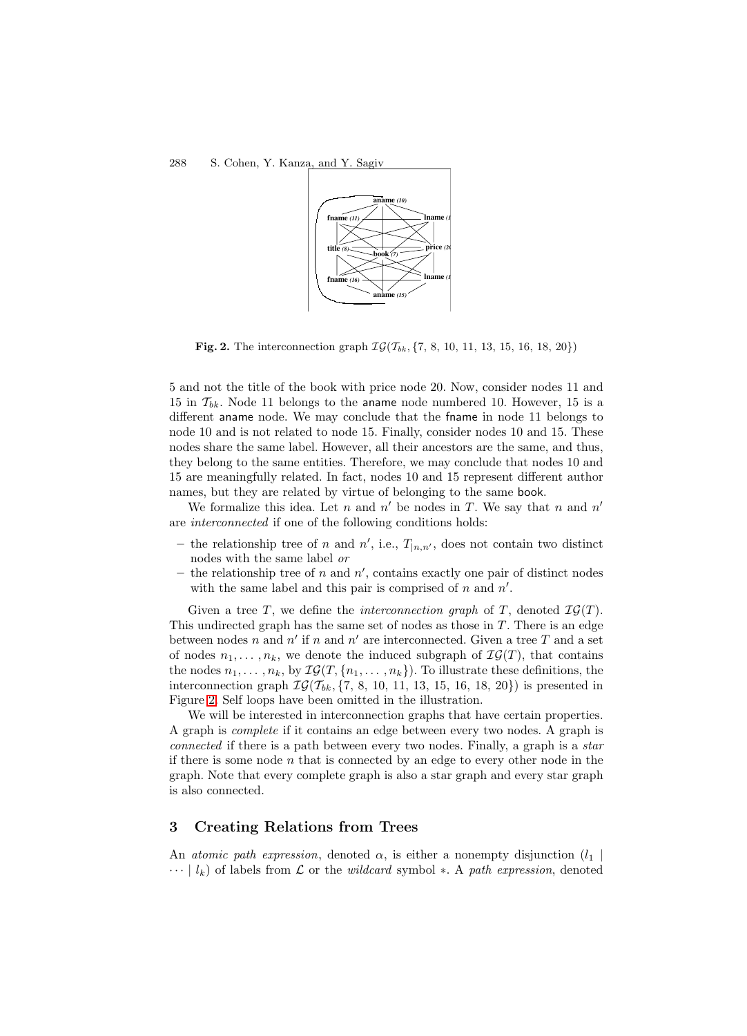**Fig. 2.** The interconnection graph $\mathcal{IG}(\mathcal{T}_{bk}, \{7, 8, 10, 11, 13, 15, 16, 18, 20\})$

5 and not the title of the book with price node 20. Now, consider nodes 11 and 15 in $\mathcal{T}_{bk}$. Node 11 belongs to the aname node numbered 10. However, 15 is a different aname node. We may conclude that the fname in node 11 belongs to node 10 and is not related to node 15. Finally, consider nodes 10 and 15. These nodes share the same label. However, all their ancestors are the same, and thus, they belong to the same entities. Therefore, we may conclude that nodes 10 and 15 are meaningfully related. In fact, nodes 10 and 15 represent different author names, but they are related by virtue of belonging to the same book.

We formalize this idea. Let $n$ and $n'$ be nodes in $T$. We say that $n$ and $n'$ are *interconnected* if one of the following conditions holds:

- the relationship tree of $n$ and $n'$, i.e., $T_{|n,n'}$, does not contain two distinct nodes with the same label *or*
- the relationship tree of $n$ and $n'$, contains exactly one pair of distinct nodes with the same label and this pair is comprised of $n$ and $n'$.

Given a tree $T$, we define the *interconnection graph* of $T$, denoted $\mathcal{IG}(T)$. This undirected graph has the same set of nodes as those in $T$. There is an edge between nodes $n$ and $n'$ if $n$ and $n'$ are interconnected. Given a tree $T$ and a set of nodes $n_1, \ldots, n_k$, we denote the induced subgraph of $\mathcal{IG}(T)$, that contains the nodes $n_1, \ldots, n_k$, by $\mathcal{IG}(T, \{n_1, \ldots, n_k\})$. To illustrate these definitions, the interconnection graph $\mathcal{IG}(\mathcal{T}_{bk}, \{7, 8, 10, 11, 13, 15, 16, 18, 20\})$ is presented in Figure 2. Self loops have been omitted in the illustration.

We will be interested in interconnection graphs that have certain properties. A graph is *complete* if it contains an edge between every two nodes. A graph is *connected* if there is a path between every two nodes. Finally, a graph is a *star* if there is some node $n$ that is connected by an edge to every other node in the graph. Note that every complete graph is also a star graph and every star graph is also connected.

## 3 Creating Relations from Trees

An *atomic path expression*, denoted $\alpha$, is either a nonempty disjunction $(l_1 \mid \cdots \mid l_k)$ of labels from $\mathcal{L}$ or the *wildcard* symbol $*$. A *path expression*, denoted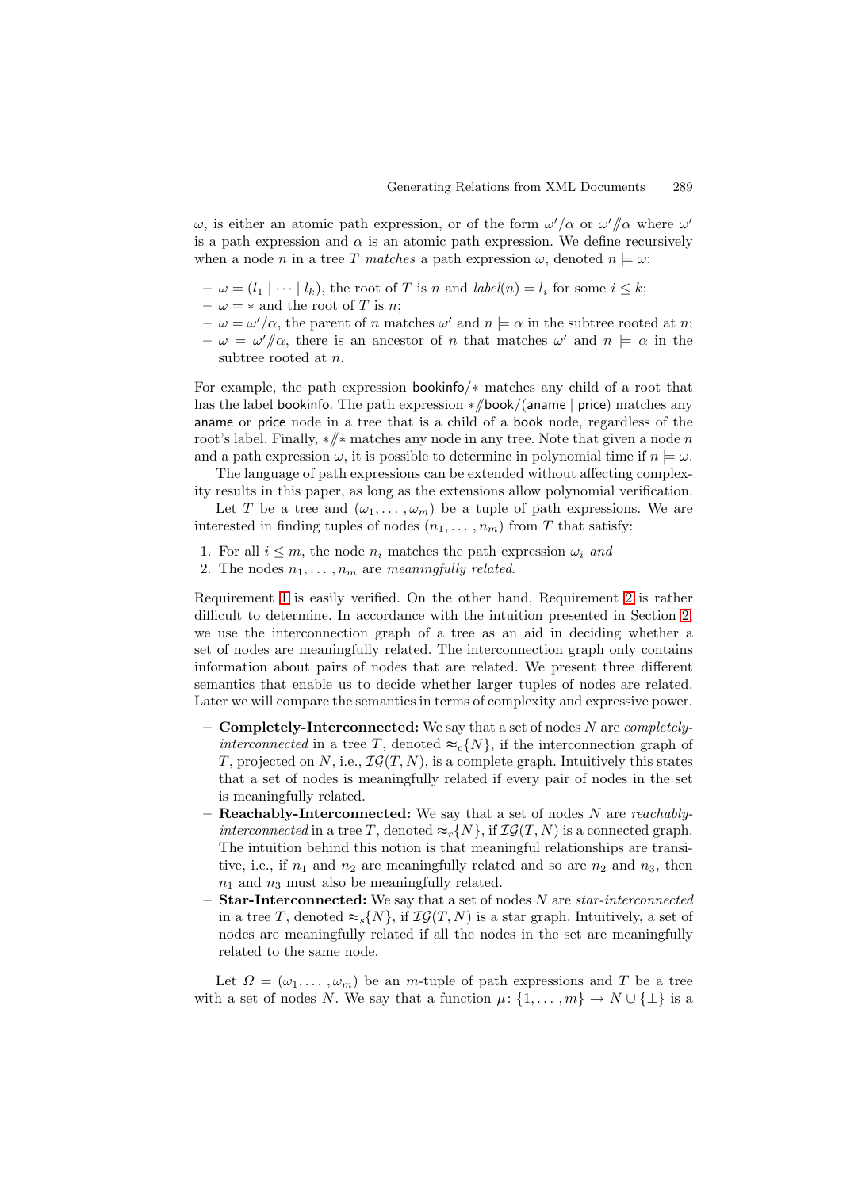$\omega$, is either an atomic path expression, or of the form $\omega'/\alpha$ or $\omega'/\!\!/\alpha$ where $\omega'$ is a path expression and $\alpha$ is an atomic path expression. We define recursively when a node $n$ in a tree $T$ *matches* a path expression $\omega$, denoted $n \models \omega$:

- $\omega = (l_1 \mid \cdots \mid l_k)$, the root of $T$ is $n$ and $label(n) = l_i$ for some $i \leq k$;
- $\omega = *$ and the root of $T$ is $n$;
- $\omega = \omega'/\alpha$, the parent of $n$ matches $\omega'$ and $n \models \alpha$ in the subtree rooted at $n$;
- $\omega = \omega'/\!\!/\alpha$, there is an ancestor of $n$ that matches $\omega'$ and $n \models \alpha$ in the subtree rooted at $n$.

For example, the path expression bookinfo/$*$ matches any child of a root that has the label bookinfo. The path expression $*/\!\!/$book/(aname | price) matches any aname or price node in a tree that is a child of a book node, regardless of the root's label. Finally, $*/\!\!/*$ matches any node in any tree. Note that given a node $n$ and a path expression $\omega$, it is possible to determine in polynomial time if $n \models \omega$.

The language of path expressions can be extended without affecting complexity results in this paper, as long as the extensions allow polynomial verification.

Let $T$ be a tree and $(\omega_1, \ldots, \omega_m)$ be a tuple of path expressions. We are interested in finding tuples of nodes $(n_1, \ldots, n_m)$ from $T$ that satisfy:

1. For all $i \leq m$, the node $n_i$ matches the path expression $\omega_i$ *and*
2. The nodes $n_1, \ldots, n_m$ are *meaningfully related*.

Requirement 1 is easily verified. On the other hand, Requirement 2 is rather difficult to determine. In accordance with the intuition presented in Section 2, we use the interconnection graph of a tree as an aid in deciding whether a set of nodes are meaningfully related. The interconnection graph only contains information about pairs of nodes that are related. We present three different semantics that enable us to decide whether larger tuples of nodes are related. Later we will compare the semantics in terms of complexity and expressive power.

- **Completely-Interconnected:** We say that a set of nodes $N$ are *completely-interconnected* in a tree $T$, denoted $\approx_c\{N\}$, if the interconnection graph of $T$, projected on $N$, i.e., $\mathcal{IG}(T, N)$, is a complete graph. Intuitively this states that a set of nodes is meaningfully related if every pair of nodes in the set is meaningfully related.
- **Reachably-Interconnected:** We say that a set of nodes $N$ are *reachably-interconnected* in a tree $T$, denoted $\approx_r\{N\}$, if $\mathcal{IG}(T, N)$ is a connected graph. The intuition behind this notion is that meaningful relationships are transitive, i.e., if $n_1$ and $n_2$ are meaningfully related and so are $n_2$ and $n_3$, then $n_1$ and $n_3$ must also be meaningfully related.
- **Star-Interconnected:** We say that a set of nodes $N$ are *star-interconnected* in a tree $T$, denoted $\approx_s\{N\}$, if $\mathcal{IG}(T, N)$ is a star graph. Intuitively, a set of nodes are meaningfully related if all the nodes in the set are meaningfully related to the same node.

Let $\Omega = (\omega_1, \ldots, \omega_m)$ be an $m$-tuple of path expressions and $T$ be a tree with a set of nodes $N$. We say that a function $\mu\colon \{1, \ldots, m\} \to N \cup \{\bot\}$ is a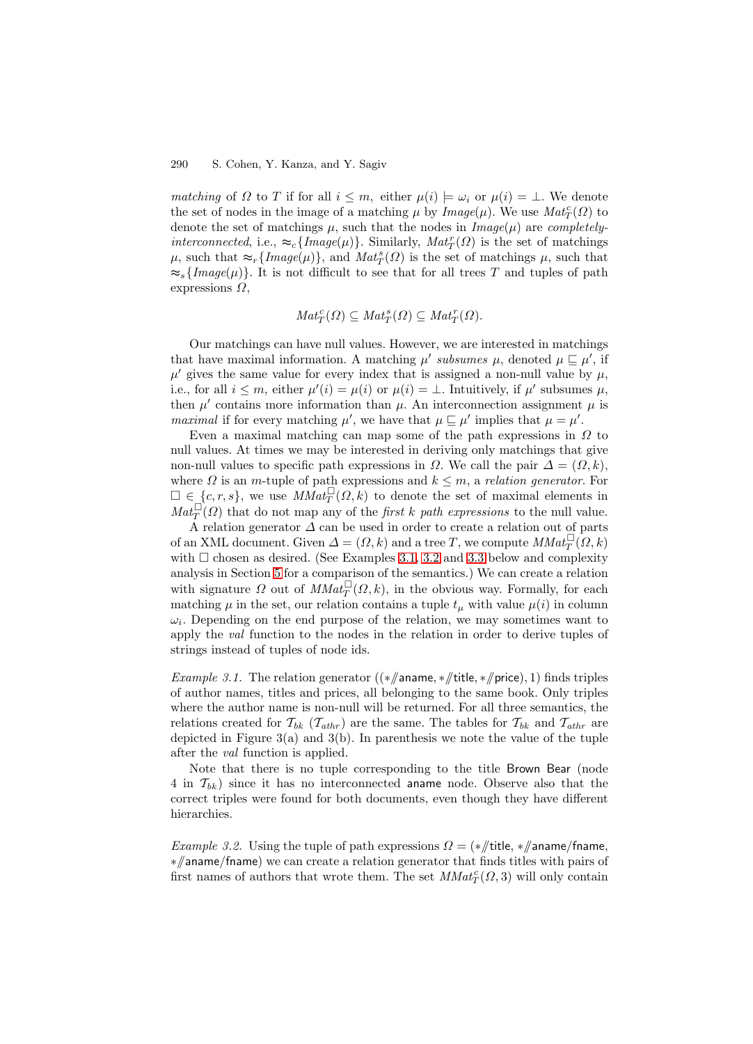*matching* of $\Omega$ to $T$ if for all $i \leq m$, either $\mu(i) \models \omega_i$ or $\mu(i) = \bot$. We denote the set of nodes in the image of a matching $\mu$ by $Image(\mu)$. We use $Mat^c_T(\Omega)$ to denote the set of matchings $\mu$, such that the nodes in $Image(\mu)$ are *completely-interconnected*, i.e., $\approx_c\{Image(\mu)\}$. Similarly, $Mat^r_T(\Omega)$ is the set of matchings $\mu$, such that $\approx_r\{Image(\mu)\}$, and $Mat^s_T(\Omega)$ is the set of matchings $\mu$, such that $\approx_s\{Image(\mu)\}$. It is not difficult to see that for all trees $T$ and tuples of path expressions $\Omega$,

$$Mat^c_T(\Omega) \subseteq Mat^s_T(\Omega) \subseteq Mat^r_T(\Omega).$$

Our matchings can have null values. However, we are interested in matchings that have maximal information. A matching $\mu'$ *subsumes* $\mu$, denoted $\mu \sqsubseteq \mu'$, if $\mu'$ gives the same value for every index that is assigned a non-null value by $\mu$, i.e., for all $i \leq m$, either $\mu'(i) = \mu(i)$ or $\mu(i) = \bot$. Intuitively, if $\mu'$ subsumes $\mu$, then $\mu'$ contains more information than $\mu$. An interconnection assignment $\mu$ is *maximal* if for every matching $\mu'$, we have that $\mu \sqsubseteq \mu'$ implies that $\mu = \mu'$.

Even a maximal matching can map some of the path expressions in $\Omega$ to null values. At times we may be interested in deriving only matchings that give non-null values to specific path expressions in $\Omega$. We call the pair $\Delta = (\Omega, k)$, where $\Omega$ is an $m$-tuple of path expressions and $k \leq m$, a *relation generator*. For $\Box \in \{c, r, s\}$, we use $MMat^\Box_T(\Omega, k)$ to denote the set of maximal elements in $Mat^\Box_T(\Omega)$ that do not map any of the *first $k$ path expressions* to the null value.

A relation generator $\Delta$ can be used in order to create a relation out of parts of an XML document. Given $\Delta = (\Omega, k)$ and a tree $T$, we compute $MMat^\Box_T(\Omega, k)$ with $\Box$ chosen as desired. (See Examples 3.1, 3.2 and 3.3 below and complexity analysis in Section 5 for a comparison of the semantics.) We can create a relation with signature $\Omega$ out of $MMat^\Box_T(\Omega, k)$, in the obvious way. Formally, for each matching $\mu$ in the set, our relation contains a tuple $t_\mu$ with value $\mu(i)$ in column $\omega_i$. Depending on the end purpose of the relation, we may sometimes want to apply the *val* function to the nodes in the relation in order to derive tuples of strings instead of tuples of node ids.

*Example 3.1.* The relation generator $((*/\!\!/\textsf{aname}, */\!\!/\textsf{title}, */\!\!/\textsf{price}), 1)$ finds triples of author names, titles and prices, all belonging to the same book. Only triples where the author name is non-null will be returned. For all three semantics, the relations created for $\mathcal{T}_{bk}$ ($\mathcal{T}_{athr}$) are the same. The tables for $\mathcal{T}_{bk}$ and $\mathcal{T}_{athr}$ are depicted in Figure 3(a) and 3(b). In parenthesis we note the value of the tuple after the *val* function is applied.

Note that there is no tuple corresponding to the title Brown Bear (node 4 in $\mathcal{T}_{bk}$) since it has no interconnected aname node. Observe also that the correct triples were found for both documents, even though they have different hierarchies.

*Example 3.2.* Using the tuple of path expressions $\Omega = (*/\!\!/\textsf{title}, */\!\!/\textsf{aname/fname}, */\!\!/\textsf{aname/fname})$ we can create a relation generator that finds titles with pairs of first names of authors that wrote them. The set $MMat^c_T(\Omega, 3)$ will only contain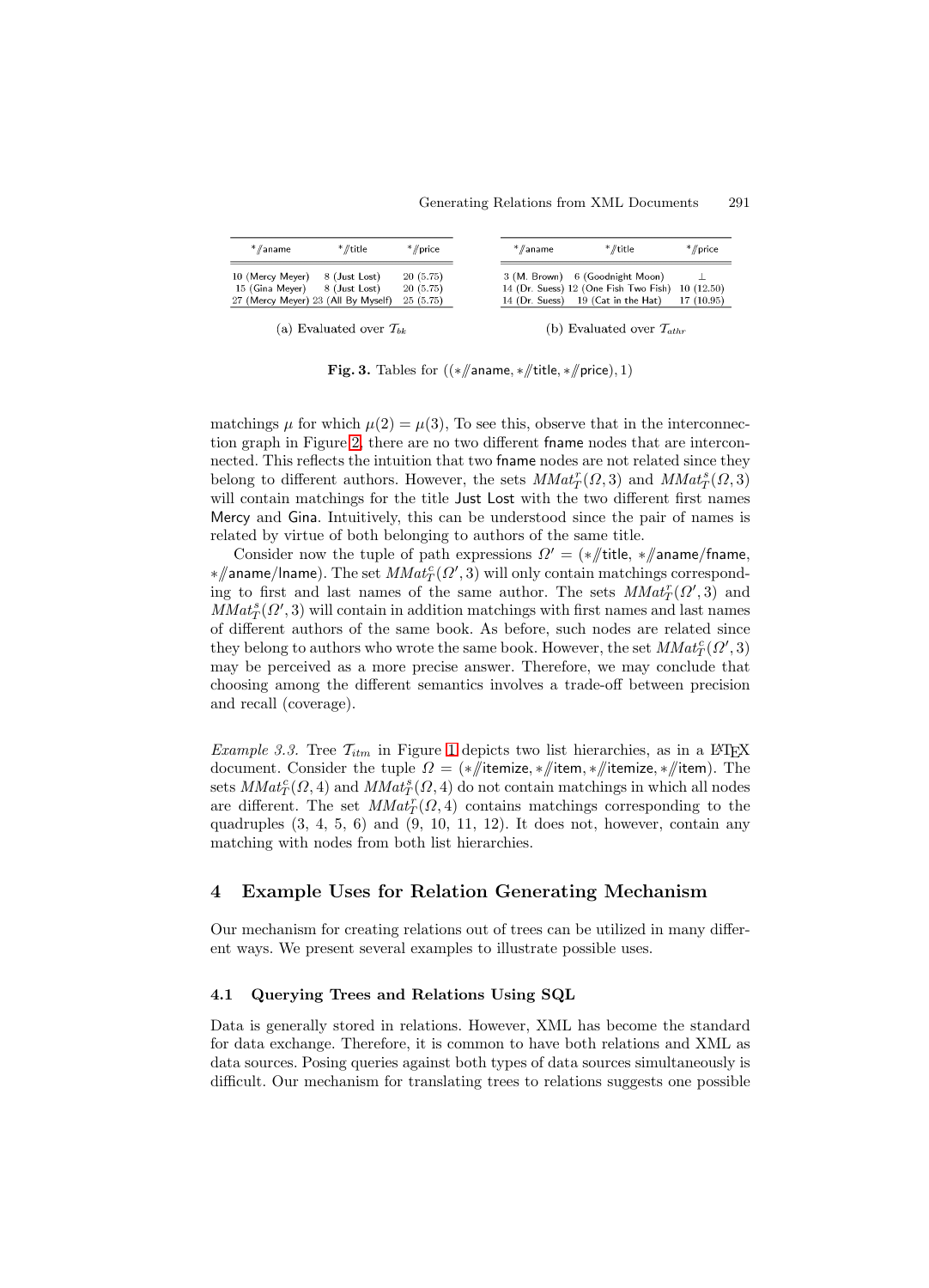| *//aname | *//title | *//price |
|---|---|---|
| 10 (Mercy Meyer) | 8 (Just Lost) | 20 (5.75) |
| 15 (Gina Meyer) | 8 (Just Lost) | 20 (5.75) |
| 27 (Mercy Meyer) | 23 (All By Myself) | 25 (5.75) |

(a) Evaluated over $\mathcal{T}_{bk}$

| *//aname | *//title | *//price |
|---|---|---|
| 3 (M. Brown) | 6 (Goodnight Moon) | $\perp$ |
| 14 (Dr. Suess) | 12 (One Fish Two Fish) | 10 (12.50) |
| 14 (Dr. Suess) | 19 (Cat in the Hat) | 17 (10.95) |

(b) Evaluated over $\mathcal{T}_{athr}$

**Fig. 3.** Tables for $((*/\!/\text{aname}, */\!/\text{title}, */\!/\text{price}), 1)$

matchings $\mu$ for which $\mu(2) = \mu(3)$. To see this, observe that in the interconnection graph in Figure 2, there are no two different fname nodes that are interconnected. This reflects the intuition that two fname nodes are not related since they belong to different authors. However, the sets $MMat^r_T(\Omega, 3)$ and $MMat^s_T(\Omega, 3)$ will contain matchings for the title Just Lost with the two different first names Mercy and Gina. Intuitively, this can be understood since the pair of names is related by virtue of both belonging to authors of the same title.

Consider now the tuple of path expressions $\Omega' = (*/\!/\text{title}, */\!/\text{aname/fname}, */\!/\text{aname/lname})$. The set $MMat^c_T(\Omega', 3)$ will only contain matchings corresponding to first and last names of the same author. The sets $MMat^r_T(\Omega', 3)$ and $MMat^s_T(\Omega', 3)$ will contain in addition matchings with first names and last names of different authors of the same book. As before, such nodes are related since they belong to authors who wrote the same book. However, the set $MMat^c_T(\Omega', 3)$ may be perceived as a more precise answer. Therefore, we may conclude that choosing among the different semantics involves a trade-off between precision and recall (coverage).

*Example 3.3.* Tree $\mathcal{T}_{itm}$ in Figure 1 depicts two list hierarchies, as in a LaTeX document. Consider the tuple $\Omega = (*/\!/\text{itemize}, */\!/\text{item}, */\!/\text{itemize}, */\!/\text{item})$. The sets $MMat^c_T(\Omega, 4)$ and $MMat^s_T(\Omega, 4)$ do not contain matchings in which all nodes are different. The set $MMat^r_T(\Omega, 4)$ contains matchings corresponding to the quadruples (3, 4, 5, 6) and (9, 10, 11, 12). It does not, however, contain any matching with nodes from both list hierarchies.

## 4 Example Uses for Relation Generating Mechanism

Our mechanism for creating relations out of trees can be utilized in many different ways. We present several examples to illustrate possible uses.

### 4.1 Querying Trees and Relations Using SQL

Data is generally stored in relations. However, XML has become the standard for data exchange. Therefore, it is common to have both relations and XML as data sources. Posing queries against both types of data sources simultaneously is difficult. Our mechanism for translating trees to relations suggests one possible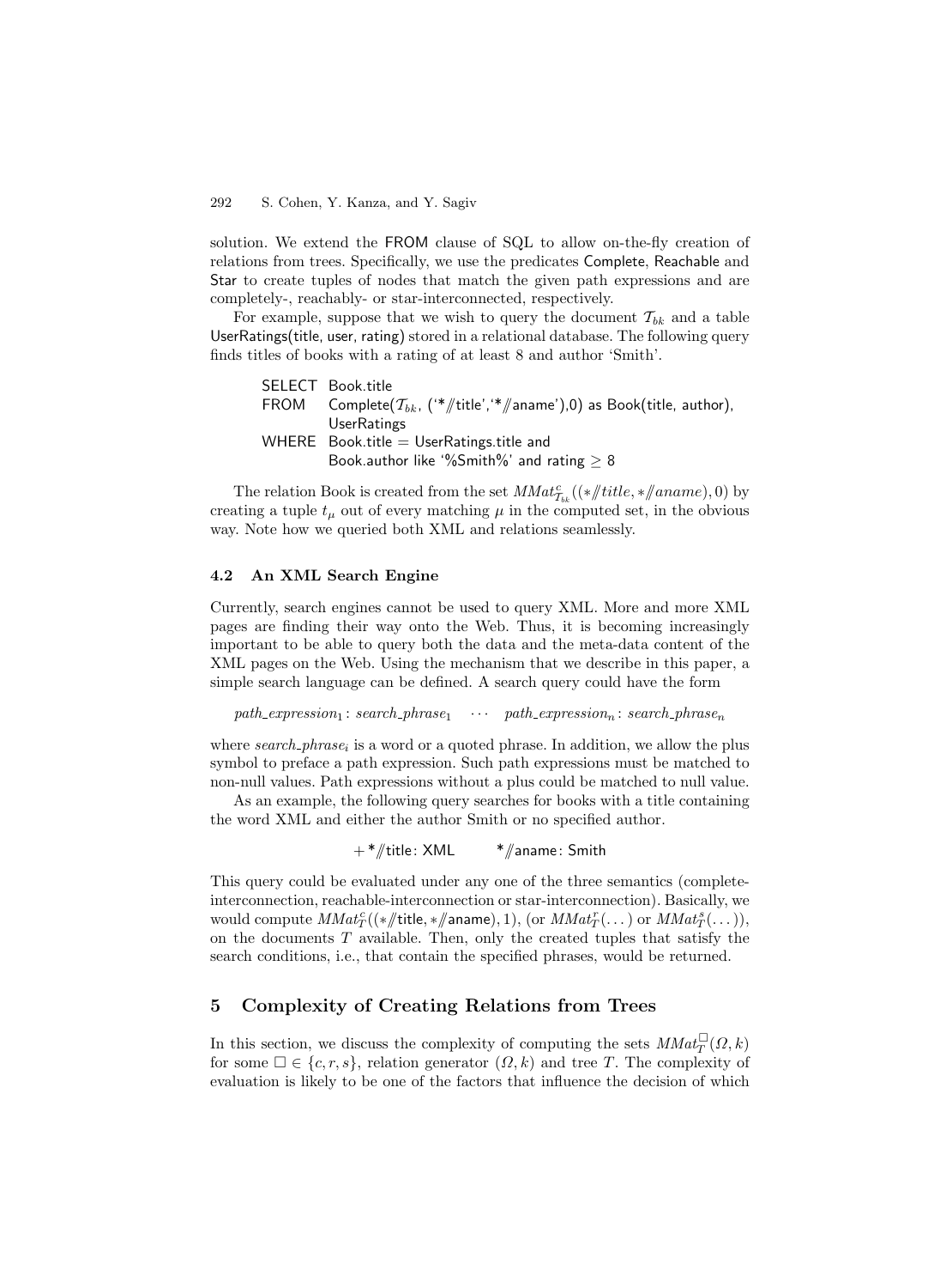solution. We extend the FROM clause of SQL to allow on-the-fly creation of relations from trees. Specifically, we use the predicates Complete, Reachable and Star to create tuples of nodes that match the given path expressions and are completely-, reachably- or star-interconnected, respectively.

For example, suppose that we wish to query the document $\mathcal{T}_{bk}$ and a table UserRatings(title, user, rating) stored in a relational database. The following query finds titles of books with a rating of at least 8 and author 'Smith'.

```
SELECT  Book.title
FROM    Complete(T_bk, ('*//title','*//aname'),0) as Book(title, author),
        UserRatings
WHERE   Book.title = UserRatings.title and
        Book.author like '%Smith%' and rating ≥ 8
```

The relation Book is created from the set $MMat^{c}_{\mathcal{T}_{bk}}((*/\!/title, */\!/aname), 0)$ by creating a tuple $t_\mu$ out of every matching $\mu$ in the computed set, in the obvious way. Note how we queried both XML and relations seamlessly.

### 4.2 An XML Search Engine

Currently, search engines cannot be used to query XML. More and more XML pages are finding their way onto the Web. Thus, it is becoming increasingly important to be able to query both the data and the meta-data content of the XML pages on the Web. Using the mechanism that we describe in this paper, a simple search language can be defined. A search query could have the form

$$path\_expression_1 : search\_phrase_1 \quad \cdots \quad path\_expression_n : search\_phrase_n$$

where $search\_phrase_i$ is a word or a quoted phrase. In addition, we allow the plus symbol to preface a path expression. Such path expressions must be matched to non-null values. Path expressions without a plus could be matched to null value.

As an example, the following query searches for books with a title containing the word XML and either the author Smith or no specified author.

$$+\,*/\!/\mathsf{title}: \mathsf{XML} \qquad */\!/\mathsf{aname}: \mathsf{Smith}$$

This query could be evaluated under any one of the three semantics (complete-interconnection, reachable-interconnection or star-interconnection). Basically, we would compute $MMat^{c}_{T}((*/\!/\mathsf{title}, */\!/\mathsf{aname}), 1)$, (or $MMat^{r}_{T}(\dots)$ or $MMat^{s}_{T}(\dots)$), on the documents $T$ available. Then, only the created tuples that satisfy the search conditions, i.e., that contain the specified phrases, would be returned.

## 5 Complexity of Creating Relations from Trees

In this section, we discuss the complexity of computing the sets $MMat^{\square}_{T}(\Omega, k)$ for some $\square \in \{c, r, s\}$, relation generator $(\Omega, k)$ and tree $T$. The complexity of evaluation is likely to be one of the factors that influence the decision of which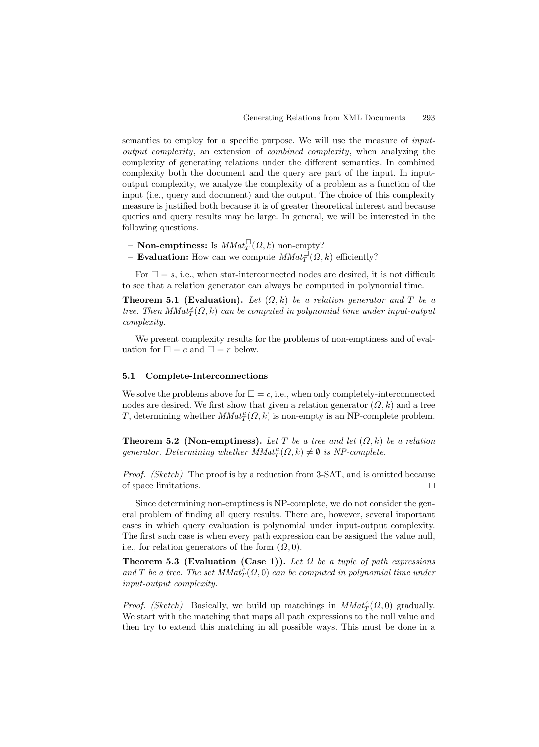semantics to employ for a specific purpose. We will use the measure of *input-output complexity*, an extension of *combined complexity*, when analyzing the complexity of generating relations under the different semantics. In combined complexity both the document and the query are part of the input. In input-output complexity, we analyze the complexity of a problem as a function of the input (i.e., query and document) and the output. The choice of this complexity measure is justified both because it is of greater theoretical interest and because queries and query results may be large. In general, we will be interested in the following questions.

- **Non-emptiness:** Is $MMat_T^{\square}(\Omega, k)$ non-empty?
- **Evaluation:** How can we compute $MMat_T^{\square}(\Omega, k)$ efficiently?

For $\square = s$, i.e., when star-interconnected nodes are desired, it is not difficult to see that a relation generator can always be computed in polynomial time.

**Theorem 5.1 (Evaluation).** *Let $(\Omega, k)$ be a relation generator and $T$ be a tree. Then $MMat_T^{s}(\Omega, k)$ can be computed in polynomial time under input-output complexity.*

We present complexity results for the problems of non-emptiness and of evaluation for $\square = c$ and $\square = r$ below.

### 5.1 Complete-Interconnections

We solve the problems above for $\square = c$, i.e., when only completely-interconnected nodes are desired. We first show that given a relation generator $(\Omega, k)$ and a tree $T$, determining whether $MMat_T^{c}(\Omega, k)$ is non-empty is an NP-complete problem.

**Theorem 5.2 (Non-emptiness).** *Let $T$ be a tree and let $(\Omega, k)$ be a relation generator. Determining whether $MMat_T^{c}(\Omega, k) \neq \emptyset$ is NP-complete.*

*Proof. (Sketch)* The proof is by a reduction from 3-SAT, and is omitted because of space limitations. ◻

Since determining non-emptiness is NP-complete, we do not consider the general problem of finding all query results. There are, however, several important cases in which query evaluation is polynomial under input-output complexity. The first such case is when every path expression can be assigned the value null, i.e., for relation generators of the form $(\Omega, 0)$.

**Theorem 5.3 (Evaluation (Case 1)).** *Let $\Omega$ be a tuple of path expressions and $T$ be a tree. The set $MMat_T^{c}(\Omega, 0)$ can be computed in polynomial time under input-output complexity.*

*Proof. (Sketch)* Basically, we build up matchings in $MMat_T^{c}(\Omega, 0)$ gradually. We start with the matching that maps all path expressions to the null value and then try to extend this matching in all possible ways. This must be done in a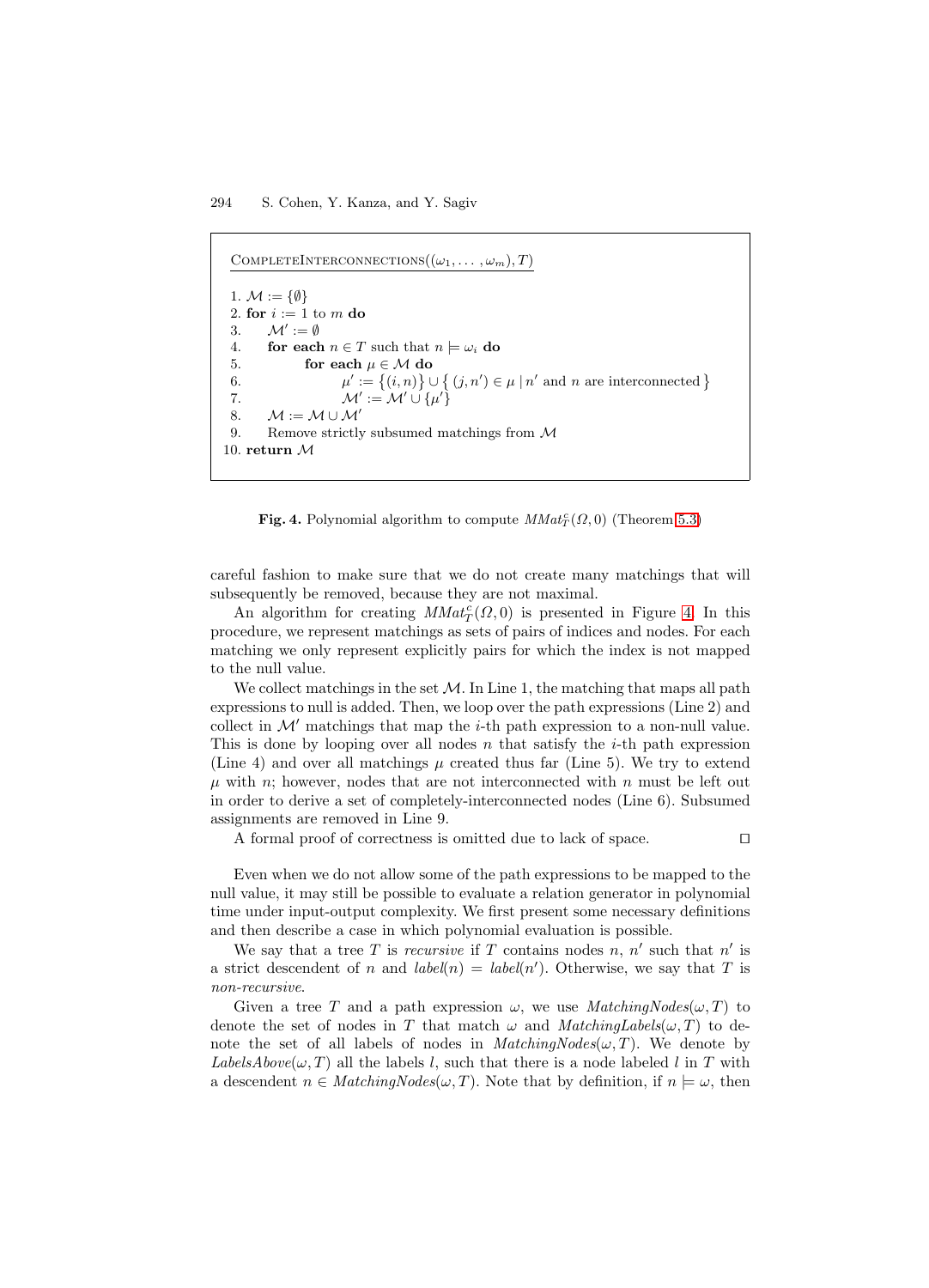```
CompleteInterconnections((ω_1, ..., ω_m), T)

1. M := {∅}
2. for i := 1 to m do
3.     M' := ∅
4.     for each n ∈ T such that n ⊨ ω_i do
5.         for each μ ∈ M do
6.             μ' := {(i, n)} ∪ { (j, n') ∈ μ | n' and n are interconnected }
7.             M' := M' ∪ {μ'}
8.     M := M ∪ M'
9.     Remove strictly subsumed matchings from M
10. return M
```

**Fig. 4.** Polynomial algorithm to compute $MMat^c_T(\Omega, 0)$ (Theorem 5.3)

careful fashion to make sure that we do not create many matchings that will subsequently be removed, because they are not maximal.

An algorithm for creating $MMat^c_T(\Omega, 0)$ is presented in Figure 4. In this procedure, we represent matchings as sets of pairs of indices and nodes. For each matching we only represent explicitly pairs for which the index is not mapped to the null value.

We collect matchings in the set $\mathcal{M}$. In Line 1, the matching that maps all path expressions to null is added. Then, we loop over the path expressions (Line 2) and collect in $\mathcal{M}'$ matchings that map the $i$-th path expression to a non-null value. This is done by looping over all nodes $n$ that satisfy the $i$-th path expression (Line 4) and over all matchings $\mu$ created thus far (Line 5). We try to extend $\mu$ with $n$; however, nodes that are not interconnected with $n$ must be left out in order to derive a set of completely-interconnected nodes (Line 6). Subsumed assignments are removed in Line 9.

A formal proof of correctness is omitted due to lack of space. □

Even when we do not allow some of the path expressions to be mapped to the null value, it may still be possible to evaluate a relation generator in polynomial time under input-output complexity. We first present some necessary definitions and then describe a case in which polynomial evaluation is possible.

We say that a tree $T$ is *recursive* if $T$ contains nodes $n$, $n'$ such that $n'$ is a strict descendent of $n$ and $label(n) = label(n')$. Otherwise, we say that $T$ is *non-recursive*.

Given a tree $T$ and a path expression $\omega$, we use $MatchingNodes(\omega, T)$ to denote the set of nodes in $T$ that match $\omega$ and $MatchingLabels(\omega, T)$ to denote the set of all labels of nodes in $MatchingNodes(\omega, T)$. We denote by $LabelsAbove(\omega, T)$ all the labels $l$, such that there is a node labeled $l$ in $T$ with a descendent $n \in MatchingNodes(\omega, T)$. Note that by definition, if $n \models \omega$, then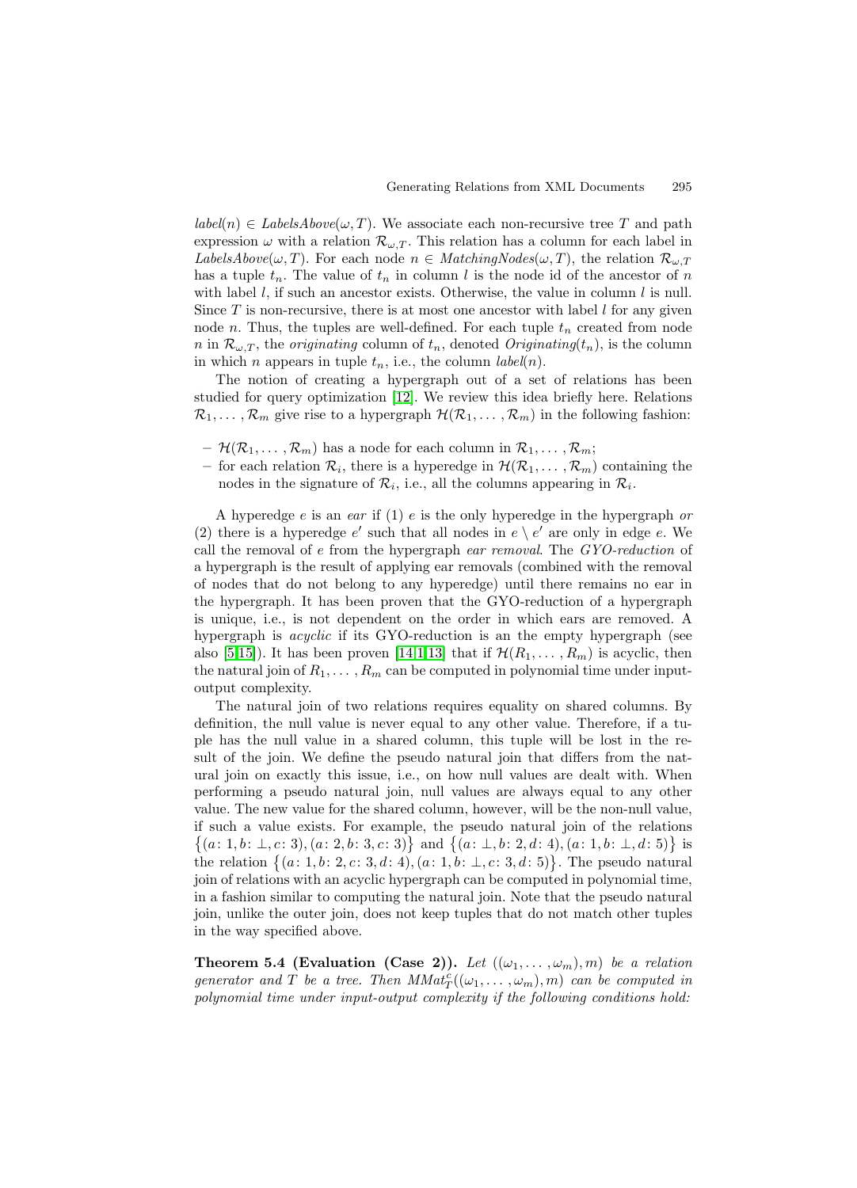$label(n) \in \mathit{LabelsAbove}(\omega, T)$. We associate each non-recursive tree $T$ and path expression $\omega$ with a relation $\mathcal{R}_{\omega,T}$. This relation has a column for each label in $\mathit{LabelsAbove}(\omega, T)$. For each node $n \in \mathit{MatchingNodes}(\omega, T)$, the relation $\mathcal{R}_{\omega,T}$ has a tuple $t_n$. The value of $t_n$ in column $l$ is the node id of the ancestor of $n$ with label $l$, if such an ancestor exists. Otherwise, the value in column $l$ is null. Since $T$ is non-recursive, there is at most one ancestor with label $l$ for any given node $n$. Thus, the tuples are well-defined. For each tuple $t_n$ created from node $n$ in $\mathcal{R}_{\omega,T}$, the *originating* column of $t_n$, denoted $\mathit{Originating}(t_n)$, is the column in which $n$ appears in tuple $t_n$, i.e., the column $label(n)$.

The notion of creating a hypergraph out of a set of relations has been studied for query optimization [12]. We review this idea briefly here. Relations $\mathcal{R}_1, \ldots, \mathcal{R}_m$ give rise to a hypergraph $\mathcal{H}(\mathcal{R}_1, \ldots, \mathcal{R}_m)$ in the following fashion:

- $\mathcal{H}(\mathcal{R}_1, \ldots, \mathcal{R}_m)$ has a node for each column in $\mathcal{R}_1, \ldots, \mathcal{R}_m$;
- for each relation $\mathcal{R}_i$, there is a hyperedge in $\mathcal{H}(\mathcal{R}_1, \ldots, \mathcal{R}_m)$ containing the nodes in the signature of $\mathcal{R}_i$, i.e., all the columns appearing in $\mathcal{R}_i$.

A hyperedge $e$ is an *ear* if (1) $e$ is the only hyperedge in the hypergraph *or* (2) there is a hyperedge $e'$ such that all nodes in $e \setminus e'$ are only in edge $e$. We call the removal of $e$ from the hypergraph *ear removal*. The *GYO-reduction* of a hypergraph is the result of applying ear removals (combined with the removal of nodes that do not belong to any hyperedge) until there remains no ear in the hypergraph. It has been proven that the GYO-reduction of a hypergraph is unique, i.e., is not dependent on the order in which ears are removed. A hypergraph is *acyclic* if its GYO-reduction is an the empty hypergraph (see also [5,15]). It has been proven [14,1,13] that if $\mathcal{H}(R_1, \ldots, R_m)$ is acyclic, then the natural join of $R_1, \ldots, R_m$ can be computed in polynomial time under input-output complexity.

The natural join of two relations requires equality on shared columns. By definition, the null value is never equal to any other value. Therefore, if a tuple has the null value in a shared column, this tuple will be lost in the result of the join. We define the pseudo natural join that differs from the natural join on exactly this issue, i.e., on how null values are dealt with. When performing a pseudo natural join, null values are always equal to any other value. The new value for the shared column, however, will be the non-null value, if such a value exists. For example, the pseudo natural join of the relations $\{(a\colon 1, b\colon \bot, c\colon 3), (a\colon 2, b\colon 3, c\colon 3)\}$ and $\{(a\colon \bot, b\colon 2, d\colon 4), (a\colon 1, b\colon \bot, d\colon 5)\}$ is the relation $\{(a\colon 1, b\colon 2, c\colon 3, d\colon 4), (a\colon 1, b\colon \bot, c\colon 3, d\colon 5)\}$. The pseudo natural join of relations with an acyclic hypergraph can be computed in polynomial time, in a fashion similar to computing the natural join. Note that the pseudo natural join, unlike the outer join, does not keep tuples that do not match other tuples in the way specified above.

**Theorem 5.4 (Evaluation (Case 2)).** *Let $((\omega_1, \ldots, \omega_m), m)$ be a relation generator and $T$ be a tree. Then $\mathit{MMat}^c_T((\omega_1, \ldots, \omega_m), m)$ can be computed in polynomial time under input-output complexity if the following conditions hold:*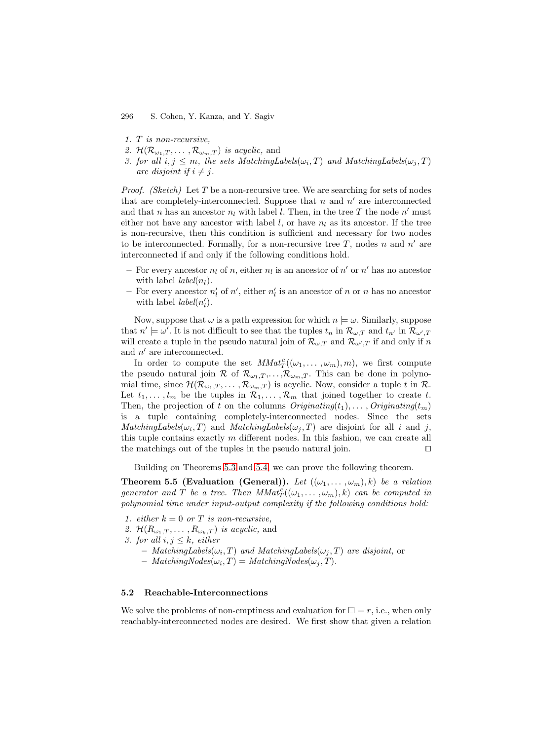1. *T is non-recursive,*
2. $\mathcal{H}(\mathcal{R}_{\omega_1,T},\dots,\mathcal{R}_{\omega_m,T})$ *is acyclic,* and
3. *for all* $i,j \le m$*, the sets* $MatchingLabels(\omega_i,T)$ *and* $MatchingLabels(\omega_j,T)$ *are disjoint if* $i \ne j$.

*Proof. (Sketch)* Let $T$ be a non-recursive tree. We are searching for sets of nodes that are completely-interconnected. Suppose that $n$ and $n'$ are interconnected and that $n$ has an ancestor $n_l$ with label $l$. Then, in the tree $T$ the node $n'$ must either not have any ancestor with label $l$, or have $n_l$ as its ancestor. If the tree is non-recursive, then this condition is sufficient and necessary for two nodes to be interconnected. Formally, for a non-recursive tree $T$, nodes $n$ and $n'$ are interconnected if and only if the following conditions hold.

- For every ancestor $n_l$ of $n$, either $n_l$ is an ancestor of $n'$ or $n'$ has no ancestor with label $label(n_l)$.
- For every ancestor $n'_l$ of $n'$, either $n'_l$ is an ancestor of $n$ or $n$ has no ancestor with label $label(n'_l)$.

Now, suppose that $\omega$ is a path expression for which $n \models \omega$. Similarly, suppose that $n' \models \omega'$. It is not difficult to see that the tuples $t_n$ in $\mathcal{R}_{\omega,T}$ and $t_{n'}$ in $\mathcal{R}_{\omega',T}$ will create a tuple in the pseudo natural join of $\mathcal{R}_{\omega,T}$ and $\mathcal{R}_{\omega',T}$ if and only if $n$ and $n'$ are interconnected.

In order to compute the set $MMat^c_T((\omega_1,\dots,\omega_m),m)$, we first compute the pseudo natural join $\mathcal{R}$ of $\mathcal{R}_{\omega_1,T},\dots,\mathcal{R}_{\omega_m,T}$. This can be done in polynomial time, since $\mathcal{H}(\mathcal{R}_{\omega_1,T},\dots,\mathcal{R}_{\omega_m,T})$ is acyclic. Now, consider a tuple $t$ in $\mathcal{R}$. Let $t_1,\dots,t_m$ be the tuples in $\mathcal{R}_1,\dots,\mathcal{R}_m$ that joined together to create $t$. Then, the projection of $t$ on the columns $Originating(t_1),\dots,Originating(t_m)$ is a tuple containing completely-interconnected nodes. Since the sets $MatchingLabels(\omega_i,T)$ and $MatchingLabels(\omega_j,T)$ are disjoint for all $i$ and $j$, this tuple contains exactly $m$ different nodes. In this fashion, we can create all the matchings out of the tuples in the pseudo natural join. $\square$

Building on Theorems 5.3 and 5.4, we can prove the following theorem.

**Theorem 5.5 (Evaluation (General)).** *Let* $((\omega_1,\dots,\omega_m),k)$ *be a relation generator and* $T$ *be a tree. Then* $MMat^c_T((\omega_1,\dots,\omega_m),k)$ *can be computed in polynomial time under input-output complexity if the following conditions hold:*

1. *either* $k = 0$ *or* $T$ *is non-recursive,*
2. $\mathcal{H}(R_{\omega_1,T},\dots,R_{\omega_k,T})$ *is acyclic,* and
3. *for all* $i,j \le k$*, either*
   - $MatchingLabels(\omega_i,T)$ *and* $MatchingLabels(\omega_j,T)$ *are disjoint,* or
   - $MatchingNodes(\omega_i,T) = MatchingNodes(\omega_j,T)$.

### 5.2 Reachable-Interconnections

We solve the problems of non-emptiness and evaluation for $\square = r$, i.e., when only reachably-interconnected nodes are desired. We first show that given a relation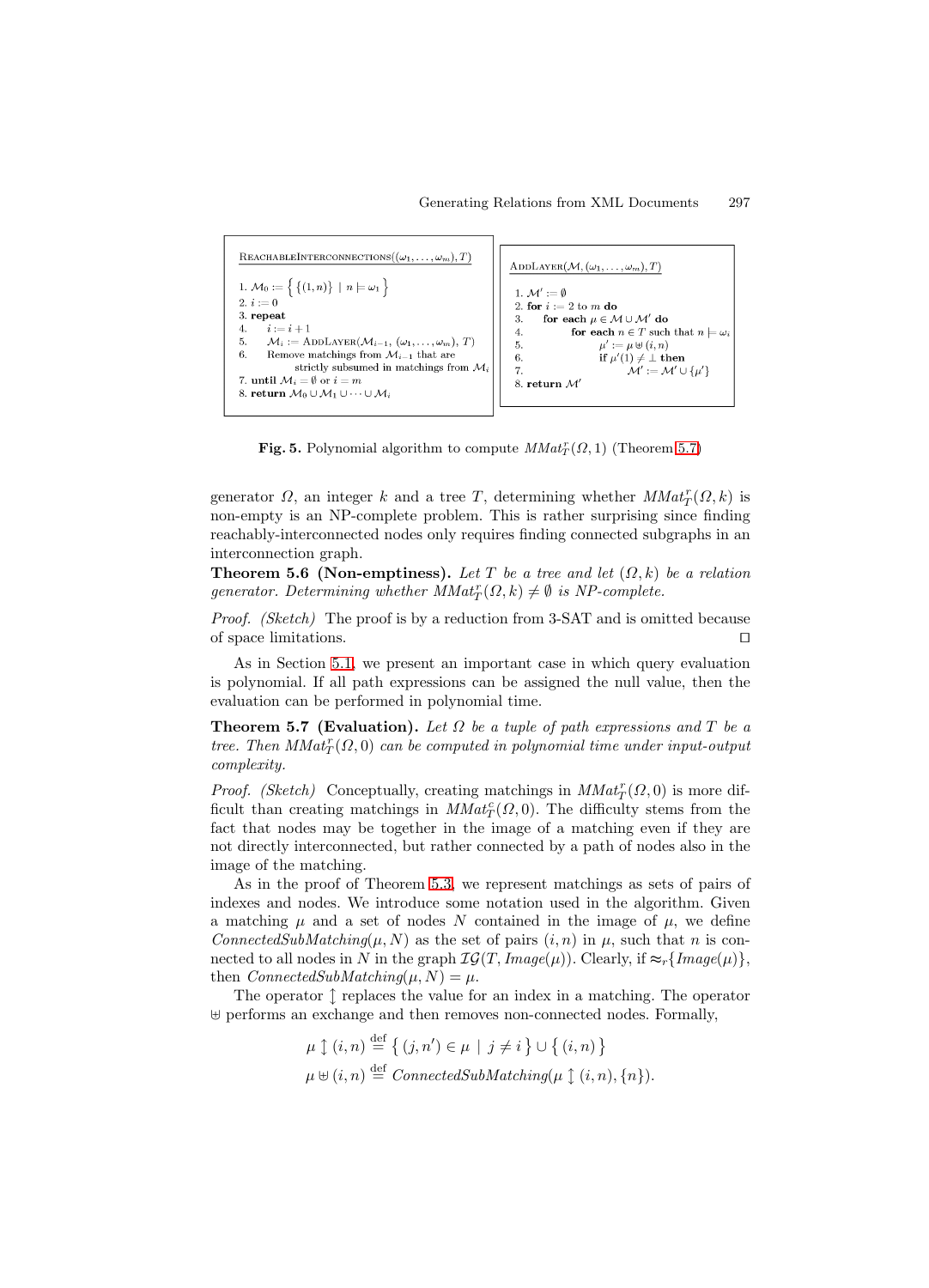```
ReachableInterconnections((ω_1, ..., ω_m), T)

1. M_0 := { {(1,n)} | n ⊨ ω_1 }
2. i := 0
3. repeat
4.     i := i + 1
5.     M_i := AddLayer(M_{i-1}, (ω_1, ..., ω_m), T)
6.     Remove matchings from M_{i-1} that are
           strictly subsumed in matchings from M_i
7. until M_i = ∅ or i = m
8. return M_0 ∪ M_1 ∪ ··· ∪ M_i
```

```
AddLayer(M, (ω_1, ..., ω_m), T)

1. M' := ∅
2. for i := 2 to m do
3.     for each μ ∈ M ∪ M' do
4.         for each n ∈ T such that n ⊨ ω_i
5.             μ' := μ ⊎ (i, n)
6.             if μ'(1) ≠ ⊥ then
7.                 M' := M' ∪ {μ'}
8. return M'
```

**Fig. 5.** Polynomial algorithm to compute $MMat^r_T(\Omega, 1)$ (Theorem 5.7)

generator $\Omega$, an integer $k$ and a tree $T$, determining whether $MMat^r_T(\Omega, k)$ is non-empty is an NP-complete problem. This is rather surprising since finding reachably-interconnected nodes only requires finding connected subgraphs in an interconnection graph.

**Theorem 5.6 (Non-emptiness).** *Let $T$ be a tree and let $(\Omega, k)$ be a relation generator. Determining whether $MMat^r_T(\Omega, k) \neq \emptyset$ is NP-complete.*

*Proof.* *(Sketch)* The proof is by a reduction from 3-SAT and is omitted because of space limitations. ◻

As in Section 5.1, we present an important case in which query evaluation is polynomial. If all path expressions can be assigned the null value, then the evaluation can be performed in polynomial time.

**Theorem 5.7 (Evaluation).** *Let $\Omega$ be a tuple of path expressions and $T$ be a tree. Then $MMat^r_T(\Omega, 0)$ can be computed in polynomial time under input-output complexity.*

*Proof.* *(Sketch)* Conceptually, creating matchings in $MMat^r_T(\Omega, 0)$ is more difficult than creating matchings in $MMat^c_T(\Omega, 0)$. The difficulty stems from the fact that nodes may be together in the image of a matching even if they are not directly interconnected, but rather connected by a path of nodes also in the image of the matching.

As in the proof of Theorem 5.3, we represent matchings as sets of pairs of indexes and nodes. We introduce some notation used in the algorithm. Given a matching $\mu$ and a set of nodes $N$ contained in the image of $\mu$, we define $ConnectedSubMatching(\mu, N)$ as the set of pairs $(i, n)$ in $\mu$, such that $n$ is connected to all nodes in $N$ in the graph $\mathcal{IG}(T, Image(\mu))$. Clearly, if $\approx_r\{Image(\mu)\}$, then $ConnectedSubMatching(\mu, N) = \mu$.

The operator $\updownarrow$ replaces the value for an index in a matching. The operator $\uplus$ performs an exchange and then removes non-connected nodes. Formally,

$$\mu \updownarrow (i, n) \stackrel{\text{def}}{=} \{ (j, n') \in \mu \mid j \neq i \} \cup \{ (i, n) \}$$

$$\mu \uplus (i, n) \stackrel{\text{def}}{=} ConnectedSubMatching(\mu \updownarrow (i, n), \{n\}).$$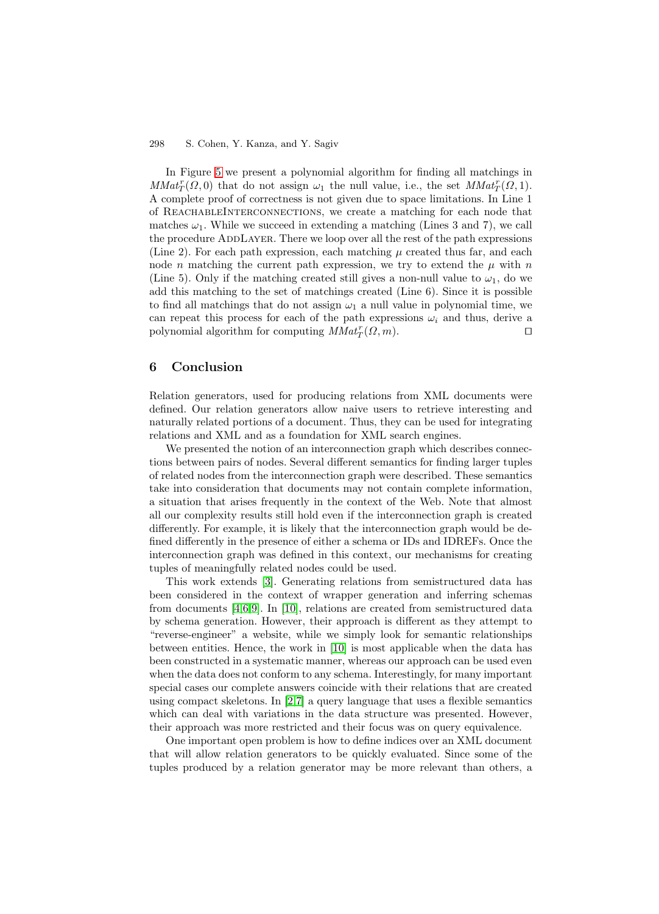In Figure 5 we present a polynomial algorithm for finding all matchings in $MMat^r_T(\Omega, 0)$ that do not assign $\omega_1$ the null value, i.e., the set $MMat^r_T(\Omega, 1)$. A complete proof of correctness is not given due to space limitations. In Line 1 of ReachableInterconnections, we create a matching for each node that matches $\omega_1$. While we succeed in extending a matching (Lines 3 and 7), we call the procedure AddLayer. There we loop over all the rest of the path expressions (Line 2). For each path expression, each matching $\mu$ created thus far, and each node $n$ matching the current path expression, we try to extend the $\mu$ with $n$ (Line 5). Only if the matching created still gives a non-null value to $\omega_1$, do we add this matching to the set of matchings created (Line 6). Since it is possible to find all matchings that do not assign $\omega_1$ a null value in polynomial time, we can repeat this process for each of the path expressions $\omega_i$ and thus, derive a polynomial algorithm for computing $MMat^r_T(\Omega, m)$. □

## 6 Conclusion

Relation generators, used for producing relations from XML documents were defined. Our relation generators allow naive users to retrieve interesting and naturally related portions of a document. Thus, they can be used for integrating relations and XML and as a foundation for XML search engines.

We presented the notion of an interconnection graph which describes connections between pairs of nodes. Several different semantics for finding larger tuples of related nodes from the interconnection graph were described. These semantics take into consideration that documents may not contain complete information, a situation that arises frequently in the context of the Web. Note that almost all our complexity results still hold even if the interconnection graph is created differently. For example, it is likely that the interconnection graph would be defined differently in the presence of either a schema or IDs and IDREFs. Once the interconnection graph was defined in this context, our mechanisms for creating tuples of meaningfully related nodes could be used.

This work extends [3]. Generating relations from semistructured data has been considered in the context of wrapper generation and inferring schemas from documents [4,6,9]. In [10], relations are created from semistructured data by schema generation. However, their approach is different as they attempt to "reverse-engineer" a website, while we simply look for semantic relationships between entities. Hence, the work in [10] is most applicable when the data has been constructed in a systematic manner, whereas our approach can be used even when the data does not conform to any schema. Interestingly, for many important special cases our complete answers coincide with their relations that are created using compact skeletons. In [2,7] a query language that uses a flexible semantics which can deal with variations in the data structure was presented. However, their approach was more restricted and their focus was on query equivalence.

One important open problem is how to define indices over an XML document that will allow relation generators to be quickly evaluated. Since some of the tuples produced by a relation generator may be more relevant than others, a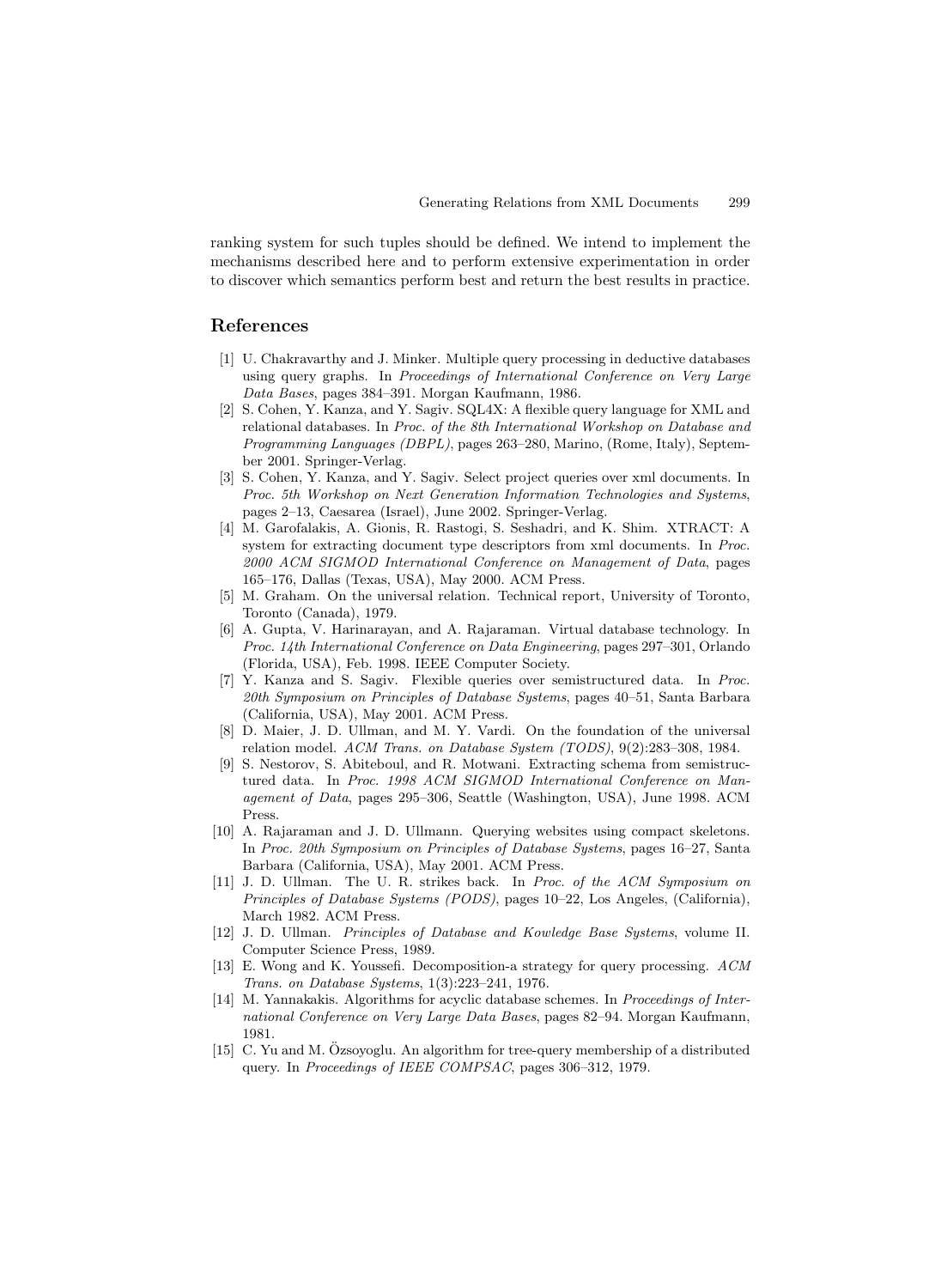ranking system for such tuples should be defined. We intend to implement the mechanisms described here and to perform extensive experimentation in order to discover which semantics perform best and return the best results in practice.

## References

1. U. Chakravarthy and J. Minker. Multiple query processing in deductive databases using query graphs. In *Proceedings of International Conference on Very Large Data Bases*, pages 384–391. Morgan Kaufmann, 1986.
2. S. Cohen, Y. Kanza, and Y. Sagiv. SQL4X: A flexible query language for XML and relational databases. In *Proc. of the 8th International Workshop on Database and Programming Languages (DBPL)*, pages 263–280, Marino, (Rome, Italy), September 2001. Springer-Verlag.
3. S. Cohen, Y. Kanza, and Y. Sagiv. Select project queries over xml documents. In *Proc. 5th Workshop on Next Generation Information Technologies and Systems*, pages 2–13, Caesarea (Israel), June 2002. Springer-Verlag.
4. M. Garofalakis, A. Gionis, R. Rastogi, S. Seshadri, and K. Shim. XTRACT: A system for extracting document type descriptors from xml documents. In *Proc. 2000 ACM SIGMOD International Conference on Management of Data*, pages 165–176, Dallas (Texas, USA), May 2000. ACM Press.
5. M. Graham. On the universal relation. Technical report, University of Toronto, Toronto (Canada), 1979.
6. A. Gupta, V. Harinarayan, and A. Rajaraman. Virtual database technology. In *Proc. 14th International Conference on Data Engineering*, pages 297–301, Orlando (Florida, USA), Feb. 1998. IEEE Computer Society.
7. Y. Kanza and S. Sagiv. Flexible queries over semistructured data. In *Proc. 20th Symposium on Principles of Database Systems*, pages 40–51, Santa Barbara (California, USA), May 2001. ACM Press.
8. D. Maier, J. D. Ullman, and M. Y. Vardi. On the foundation of the universal relation model. *ACM Trans. on Database System (TODS)*, 9(2):283–308, 1984.
9. S. Nestorov, S. Abiteboul, and R. Motwani. Extracting schema from semistructured data. In *Proc. 1998 ACM SIGMOD International Conference on Management of Data*, pages 295–306, Seattle (Washington, USA), June 1998. ACM Press.
10. A. Rajaraman and J. D. Ullmann. Querying websites using compact skeletons. In *Proc. 20th Symposium on Principles of Database Systems*, pages 16–27, Santa Barbara (California, USA), May 2001. ACM Press.
11. J. D. Ullman. The U. R. strikes back. In *Proc. of the ACM Symposium on Principles of Database Systems (PODS)*, pages 10–22, Los Angeles, (California), March 1982. ACM Press.
12. J. D. Ullman. *Principles of Database and Kowledge Base Systems*, volume II. Computer Science Press, 1989.
13. E. Wong and K. Youssefi. Decomposition-a strategy for query processing. *ACM Trans. on Database Systems*, 1(3):223–241, 1976.
14. M. Yannakakis. Algorithms for acyclic database schemes. In *Proceedings of International Conference on Very Large Data Bases*, pages 82–94. Morgan Kaufmann, 1981.
15. C. Yu and M. Özsoyoglu. An algorithm for tree-query membership of a distributed query. In *Proceedings of IEEE COMPSAC*, pages 306–312, 1979.